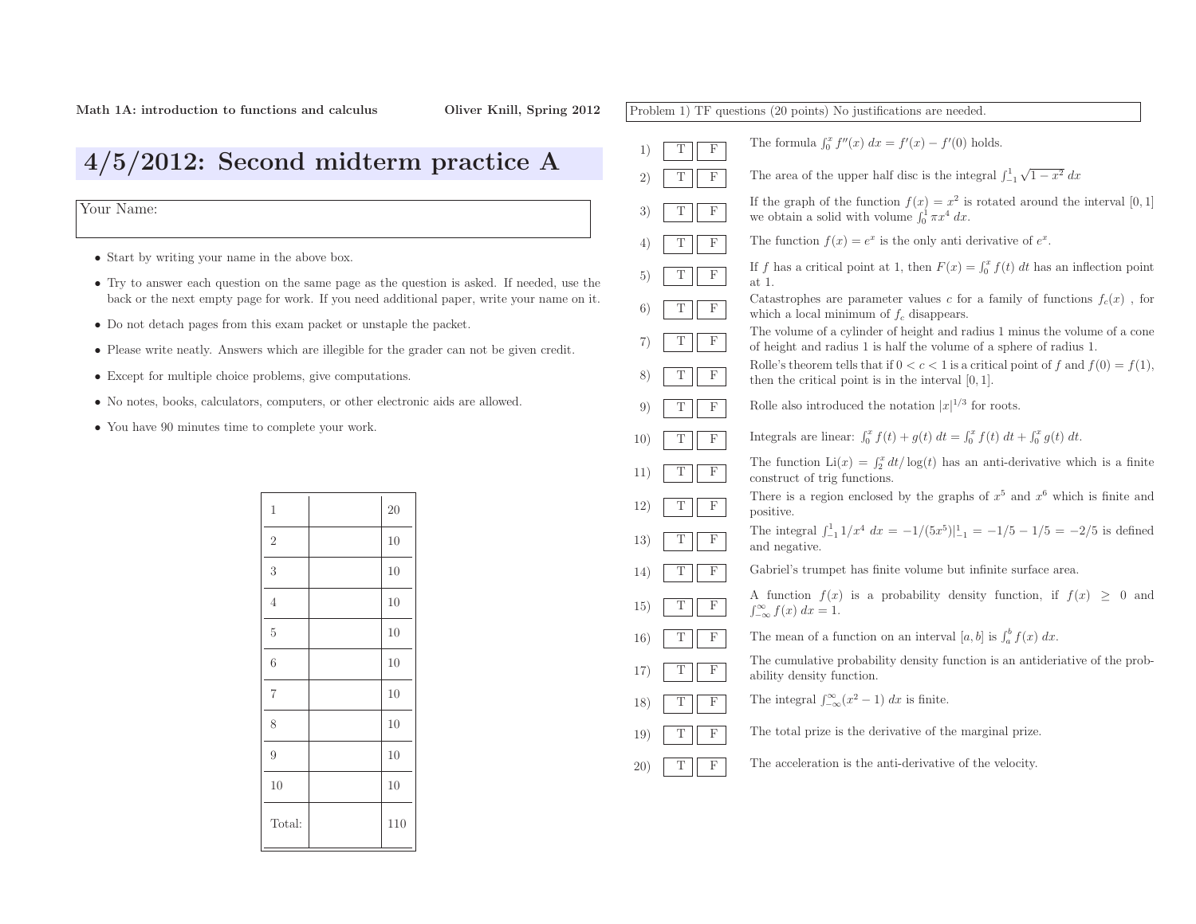Math 1A: introduction to functions and calculus — Oliver Knill, Spring 2012

# 4/5/2012: Second midterm practice A

Your Name:

- Start by writing your name in the above box.
- Try to answer each question on the same page as the question is asked. If needed, use the back or the next empty page for work. If you need additional paper, write your name on it.
- Do not detach pages from this exam packet or unstaple the packet.
- Please write neatly. Answers which are illegible for the grader can not be given credit.
- Except for multiple choice problems, give computations.
- No notes, books, calculators, computers, or other electronic aids are allowed.
- You have 90 minutes time to complete your work.

| | | |
|---|---|---|
| 1 | | 20 |
| 2 | | 10 |
| 3 | | 10 |
| 4 | | 10 |
| 5 | | 10 |
| 6 | | 10 |
| 7 | | 10 |
| 8 | | 10 |
| 9 | | 10 |
| 10 | | 10 |
| Total: | | 110 |

Problem 1) TF questions (20 points) No justifications are needed.

1) T F The formula $\int_0^x f''(x)\,dx = f'(x) - f'(0)$ holds.

2) T F The area of the upper half disc is the integral $\int_{-1}^1 \sqrt{1-x^2}\,dx$

3) T F If the graph of the function $f(x) = x^2$ is rotated around the interval $[0,1]$ we obtain a solid with volume $\int_0^1 \pi x^4\,dx$.

4) T F The function $f(x) = e^x$ is the only anti derivative of $e^x$.

5) T F If $f$ has a critical point at 1, then $F(x) = \int_0^x f(t)\,dt$ has an inflection point at 1.

6) T F Catastrophes are parameter values $c$ for a family of functions $f_c(x)$, for which a local minimum of $f_c$ disappears.

7) T F The volume of a cylinder of height and radius 1 minus the volume of a cone of height and radius 1 is half the volume of a sphere of radius 1.

8) T F Rolle's theorem tells that if $0 < c < 1$ is a critical point of $f$ and $f(0) = f(1)$, then the critical point is in the interval $[0,1]$.

9) T F Rolle also introduced the notation $|x|^{1/3}$ for roots.

10) T F Integrals are linear: $\int_0^x f(t) + g(t)\,dt = \int_0^x f(t)\,dt + \int_0^x g(t)\,dt$.

11) T F The function $\text{Li}(x) = \int_2^x dt/\log(t)$ has an anti-derivative which is a finite construct of trig functions.

12) T F There is a region enclosed by the graphs of $x^5$ and $x^6$ which is finite and positive.

13) T F The integral $\int_{-1}^1 1/x^4\,dx = -1/(5x^5)|_{-1}^1 = -1/5 - 1/5 = -2/5$ is defined and negative.

14) T F Gabriel's trumpet has finite volume but infinite surface area.

15) T F A function $f(x)$ is a probability density function, if $f(x) \geq 0$ and $\int_{-\infty}^{\infty} f(x)\,dx = 1$.

16) T F The mean of a function on an interval $[a,b]$ is $\int_a^b f(x)\,dx$.

17) T F The cumulative probability density function is an antideriative of the probability density function.

18) T F The integral $\int_{-\infty}^{\infty} (x^2 - 1)\,dx$ is finite.

19) T F The total prize is the derivative of the marginal prize.

20) T F The acceleration is the anti-derivative of the velocity.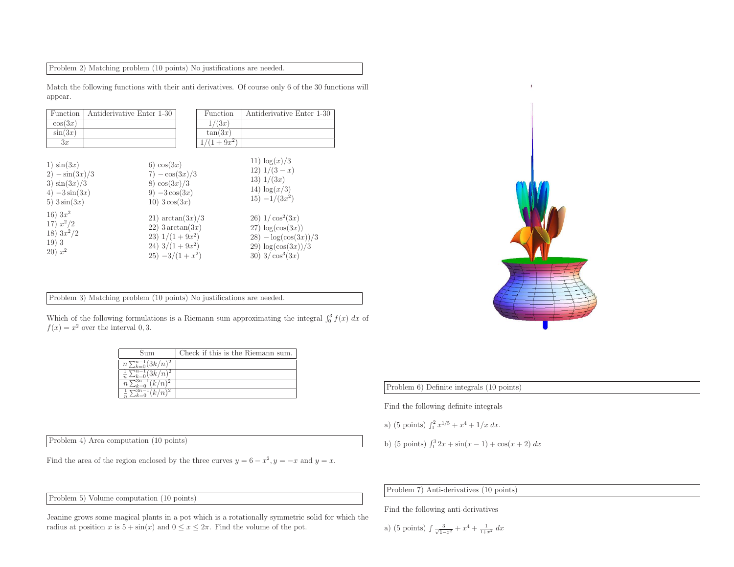Problem 2) Matching problem (10 points) No justifications are needed.

Match the following functions with their anti derivatives. Of course only 6 of the 30 functions will appear.

| Function | Antiderivative Enter 1-30 |
|---|---|
| $\cos(3x)$ | |
| $\sin(3x)$ | |
| $3x$ | |

| Function | Antiderivative Enter 1-30 |
|---|---|
| $1/(3x)$ | |
| $\tan(3x)$ | |
| $1/(1+9x^2)$ | |

1) $\sin(3x)$
2) $-\sin(3x)/3$
3) $\sin(3x)/3$
4) $-3\sin(3x)$
5) $3\sin(3x)$
6) $\cos(3x)$
7) $-\cos(3x)/3$
8) $\cos(3x)/3$
9) $-3\cos(3x)$
10) $3\cos(3x)$
11) $\log(x)/3$
12) $1/(3-x)$
13) $1/(3x)$
14) $\log(x/3)$
15) $-1/(3x^2)$
16) $3x^2$
17) $x^2/2$
18) $3x^2/2$
19) $3$
20) $x^2$
21) $\arctan(3x)/3$
22) $3\arctan(3x)$
23) $1/(1+9x^2)$
24) $3/(1+9x^2)$
25) $-3/(1+x^2)$
26) $1/\cos^2(3x)$
27) $\log(\cos(3x))$
28) $-\log(\cos(3x))/3$
29) $\log(\cos(3x))/3$
30) $3/\cos^3(3x)$

Problem 3) Matching problem (10 points) No justifications are needed.

Which of the following formulations is a Riemann sum approximating the integral $\int_0^3 f(x)\,dx$ of $f(x) = x^2$ over the interval $0, 3$.

| Sum | Check if this is the Riemann sum. |
|---|---|
| $n\sum_{k=0}^{n-1}(3k/n)^2$ | |
| $\frac{1}{n}\sum_{k=0}^{n-1}(3k/n)^2$ | |
| $n\sum_{k=0}^{3n-1}(k/n)^2$ | |
| $\frac{1}{n}\sum_{k=0}^{3n-1}(k/n)^2$ | |

Problem 4) Area computation (10 points)

Find the area of the region enclosed by the three curves $y = 6 - x^2$, $y = -x$ and $y = x$.

Problem 5) Volume computation (10 points)

Jeanine grows some magical plants in a pot which is a rotationally symmetric solid for which the radius at position $x$ is $5 + \sin(x)$ and $0 \le x \le 2\pi$. Find the volume of the pot.

Problem 6) Definite integrals (10 points)

Find the following definite integrals

a) (5 points) $\int_1^2 x^{1/5} + x^4 + 1/x \, dx$.

b) (5 points) $\int_1^3 2x + \sin(x-1) + \cos(x+2)\, dx$

Problem 7) Anti-derivatives (10 points)

Find the following anti-derivatives

a) (5 points) $\int \frac{3}{\sqrt{1-x^2}} + x^4 + \frac{1}{1+x^2}\, dx$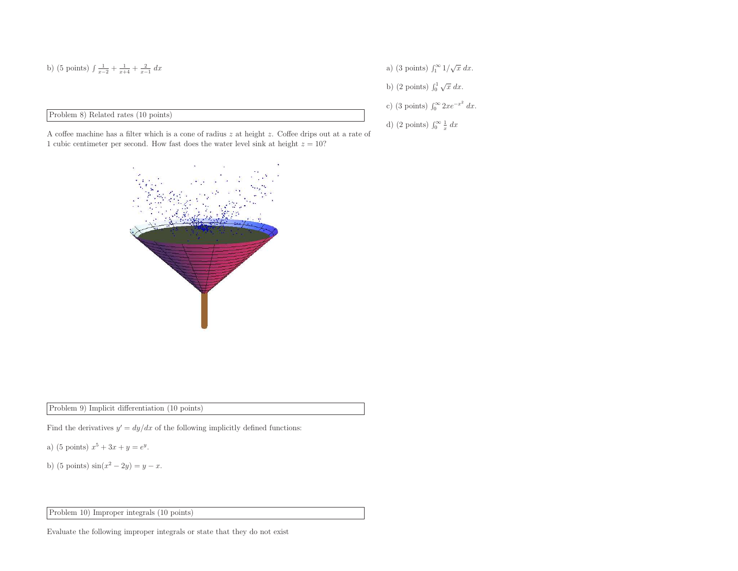b) (5 points) $\int \frac{1}{x-2} + \frac{1}{x+4} + \frac{2}{x-1} \, dx$

## Problem 8) Related rates (10 points)

A coffee machine has a filter which is a cone of radius $z$ at height $z$. Coffee drips out at a rate of 1 cubic centimeter per second. How fast does the water level sink at height $z = 10$?

## Problem 9) Implicit differentiation (10 points)

Find the derivatives $y' = dy/dx$ of the following implicitly defined functions:

a) (5 points) $x^5 + 3x + y = e^y$.

b) (5 points) $\sin(x^2 - 2y) = y - x$.

## Problem 10) Improper integrals (10 points)

Evaluate the following improper integrals or state that they do not exist

a) (3 points) $\int_1^\infty 1/\sqrt{x} \, dx$.

b) (2 points) $\int_0^1 \sqrt{x} \, dx$.

c) (3 points) $\int_0^\infty 2xe^{-x^2} \, dx$.

d) (2 points) $\int_0^\infty \frac{1}{x} \, dx$